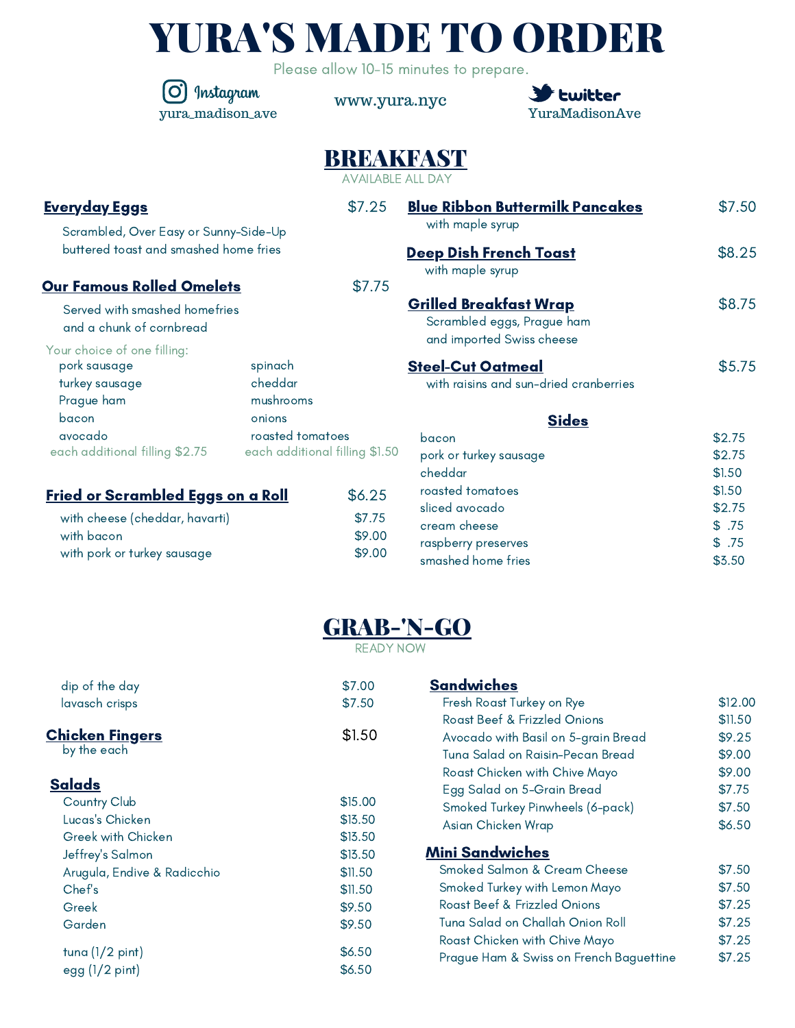# YURA'S MADE TO ORDER

Please allow 10-15 minutes to prepare.

Instagram: yura_madison_ave

www.yura.nyc

twitter: YuraMadisonAve

## BREAKFAST

AVAILABLE ALL DAY

### Everyday Eggs — $7.25

Scrambled, Over Easy or Sunny-Side-Up buttered toast and smashed home fries

### Our Famous Rolled Omelets — $7.75

Served with smashed homefries and a chunk of cornbread

Your choice of one filling:

| | |
|---|---|
| pork sausage | spinach |
| turkey sausage | cheddar |
| Prague ham | mushrooms |
| bacon | onions |
| avocado | roasted tomatoes |
| each additional filling $2.75 | each additional filling $1.50 |

### Fried or Scrambled Eggs on a Roll — $6.25

| | |
|---|---|
| with cheese (cheddar, havarti) | $7.75 |
| with bacon | $9.00 |
| with pork or turkey sausage | $9.00 |

### Blue Ribbon Buttermilk Pancakes — $7.50

with maple syrup

### Deep Dish French Toast — $8.25

with maple syrup

### Grilled Breakfast Wrap — $8.75

Scrambled eggs, Prague ham and imported Swiss cheese

### Steel-Cut Oatmeal — $5.75

with raisins and sun-dried cranberries

### Sides

| | |
|---|---|
| bacon | $2.75 |
| pork or turkey sausage | $2.75 |
| cheddar | $1.50 |
| roasted tomatoes | $1.50 |
| sliced avocado | $2.75 |
| cream cheese | $ .75 |
| raspberry preserves | $ .75 |
| smashed home fries | $3.50 |

## GRAB-'N-GO

READY NOW

| | |
|---|---|
| dip of the day | $7.00 |
| lavasch crisps | $7.50 |

### Chicken Fingers — $1.50

by the each

### Salads

| | |
|---|---|
| Country Club | $15.00 |
| Lucas's Chicken | $13.50 |
| Greek with Chicken | $13.50 |
| Jeffrey's Salmon | $13.50 |
| Arugula, Endive & Radicchio | $11.50 |
| Chef's | $11.50 |
| Greek | $9.50 |
| Garden | $9.50 |
| tuna (1/2 pint) | $6.50 |
| egg (1/2 pint) | $6.50 |

### Sandwiches

| | |
|---|---|
| Fresh Roast Turkey on Rye | $12.00 |
| Roast Beef & Frizzled Onions | $11.50 |
| Avocado with Basil on 5-grain Bread | $9.25 |
| Tuna Salad on Raisin-Pecan Bread | $9.00 |
| Roast Chicken with Chive Mayo | $9.00 |
| Egg Salad on 5-Grain Bread | $7.75 |
| Smoked Turkey Pinwheels (6-pack) | $7.50 |
| Asian Chicken Wrap | $6.50 |

### Mini Sandwiches

| | |
|---|---|
| Smoked Salmon & Cream Cheese | $7.50 |
| Smoked Turkey with Lemon Mayo | $7.50 |
| Roast Beef & Frizzled Onions | $7.25 |
| Tuna Salad on Challah Onion Roll | $7.25 |
| Roast Chicken with Chive Mayo | $7.25 |
| Prague Ham & Swiss on French Baguettine | $7.25 |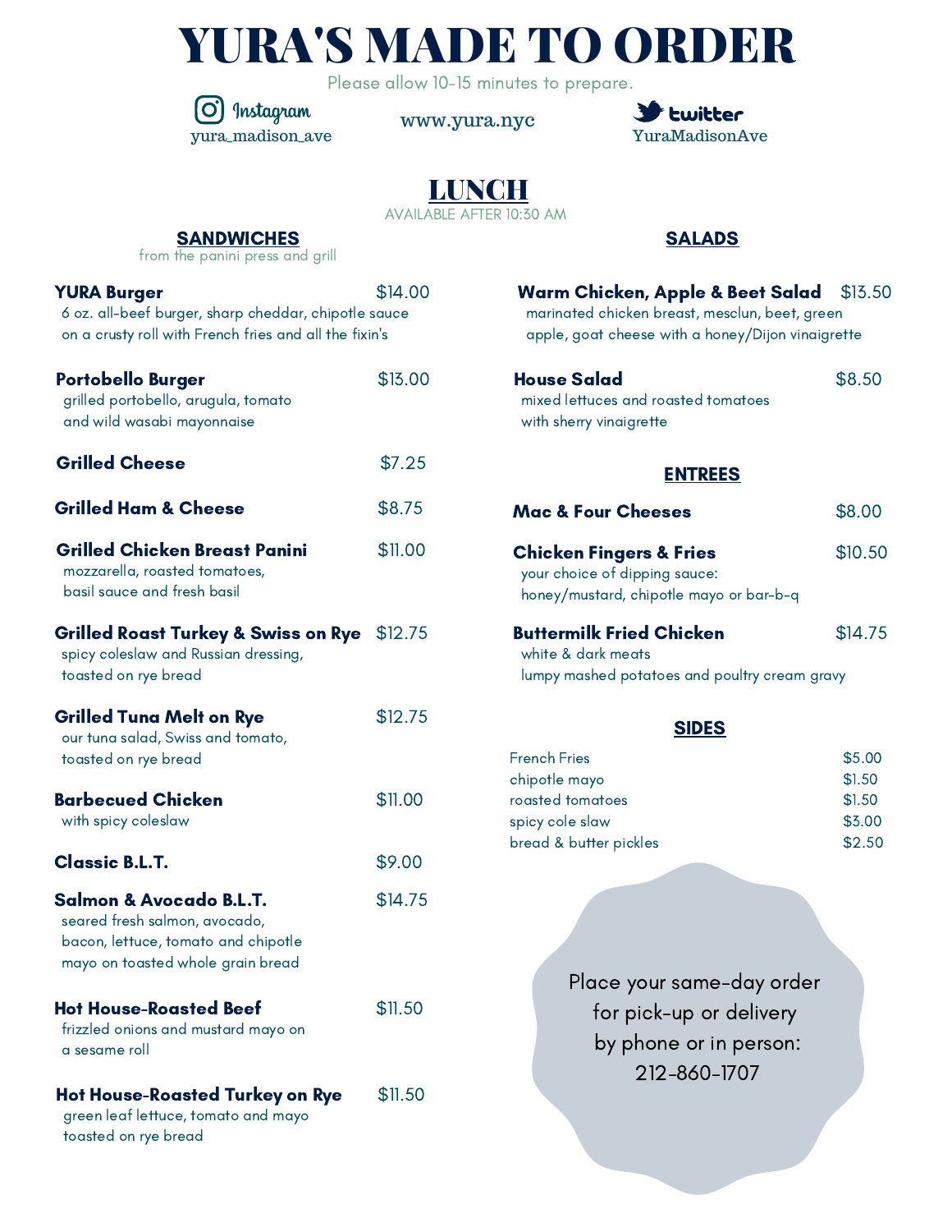# YURA'S MADE TO ORDER

Please allow 10-15 minutes to prepare.

Instagram
yura_madison_ave

www.yura.nyc

twitter
YuraMadisonAve

## LUNCH

AVAILABLE AFTER 10:30 AM

### SANDWICHES

from the panini press and grill

**YURA Burger** $14.00
6 oz. all-beef burger, sharp cheddar, chipotle sauce on a crusty roll with French fries and all the fixin's

**Portobello Burger** $13.00
grilled portobello, arugula, tomato and wild wasabi mayonnaise

**Grilled Cheese** $7.25

**Grilled Ham & Cheese** $8.75

**Grilled Chicken Breast Panini** $11.00
mozzarella, roasted tomatoes, basil sauce and fresh basil

**Grilled Roast Turkey & Swiss on Rye** $12.75
spicy coleslaw and Russian dressing, toasted on rye bread

**Grilled Tuna Melt on Rye** $12.75
our tuna salad, Swiss and tomato, toasted on rye bread

**Barbecued Chicken** $11.00
with spicy coleslaw

**Classic B.L.T.** $9.00

**Salmon & Avocado B.L.T.** $14.75
seared fresh salmon, avocado, bacon, lettuce, tomato and chipotle mayo on toasted whole grain bread

**Hot House-Roasted Beef** $11.50
frizzled onions and mustard mayo on a sesame roll

**Hot House-Roasted Turkey on Rye** $11.50
green leaf lettuce, tomato and mayo toasted on rye bread

### SALADS

**Warm Chicken, Apple & Beet Salad** $13.50
marinated chicken breast, mesclun, beet, green apple, goat cheese with a honey/Dijon vinaigrette

**House Salad** $8.50
mixed lettuces and roasted tomatoes with sherry vinaigrette

### ENTREES

**Mac & Four Cheeses** $8.00

**Chicken Fingers & Fries** $10.50
your choice of dipping sauce: honey/mustard, chipotle mayo or bar-b-q

**Buttermilk Fried Chicken** $14.75
white & dark meats
lumpy mashed potatoes and poultry cream gravy

### SIDES

| | |
|---|---|
| French Fries | $5.00 |
| chipotle mayo | $1.50 |
| roasted tomatoes | $1.50 |
| spicy cole slaw | $3.00 |
| bread & butter pickles | $2.50 |

Place your same-day order for pick-up or delivery by phone or in person: 212-860-1707